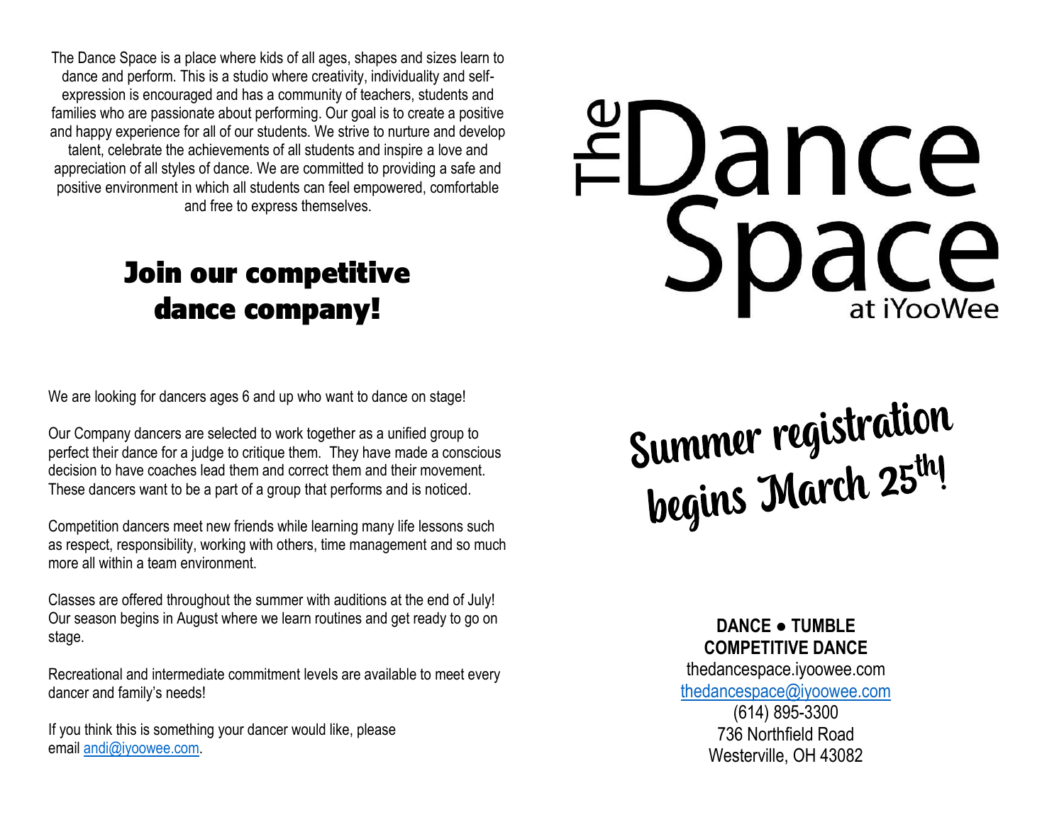The Dance Space is a place where kids of all ages, shapes and sizes learn to dance and perform. This is a studio where creativity, individuality and self-expression is encouraged and has a community of teachers, students and families who are passionate about performing. Our goal is to create a positive and happy experience for all of our students. We strive to nurture and develop talent, celebrate the achievements of all students and inspire a love and appreciation of all styles of dance. We are committed to providing a safe and positive environment in which all students can feel empowered, comfortable and free to express themselves.

## Join our competitive dance company!

We are looking for dancers ages 6 and up who want to dance on stage!

Our Company dancers are selected to work together as a unified group to perfect their dance for a judge to critique them. They have made a conscious decision to have coaches lead them and correct them and their movement. These dancers want to be a part of a group that performs and is noticed.

Competition dancers meet new friends while learning many life lessons such as respect, responsibility, working with others, time management and so much more all within a team environment.

Classes are offered throughout the summer with auditions at the end of July! Our season begins in August where we learn routines and get ready to go on stage.

Recreational and intermediate commitment levels are available to meet every dancer and family's needs!

If you think this is something your dancer would like, please email andi@iyoowee.com.

# The Dance Space at iYooWee

## Summer registration begins March 25th!

**DANCE ● TUMBLE**
**COMPETITIVE DANCE**

thedancespace.iyoowee.com
thedancespace@iyoowee.com
(614) 895-3300
736 Northfield Road
Westerville, OH 43082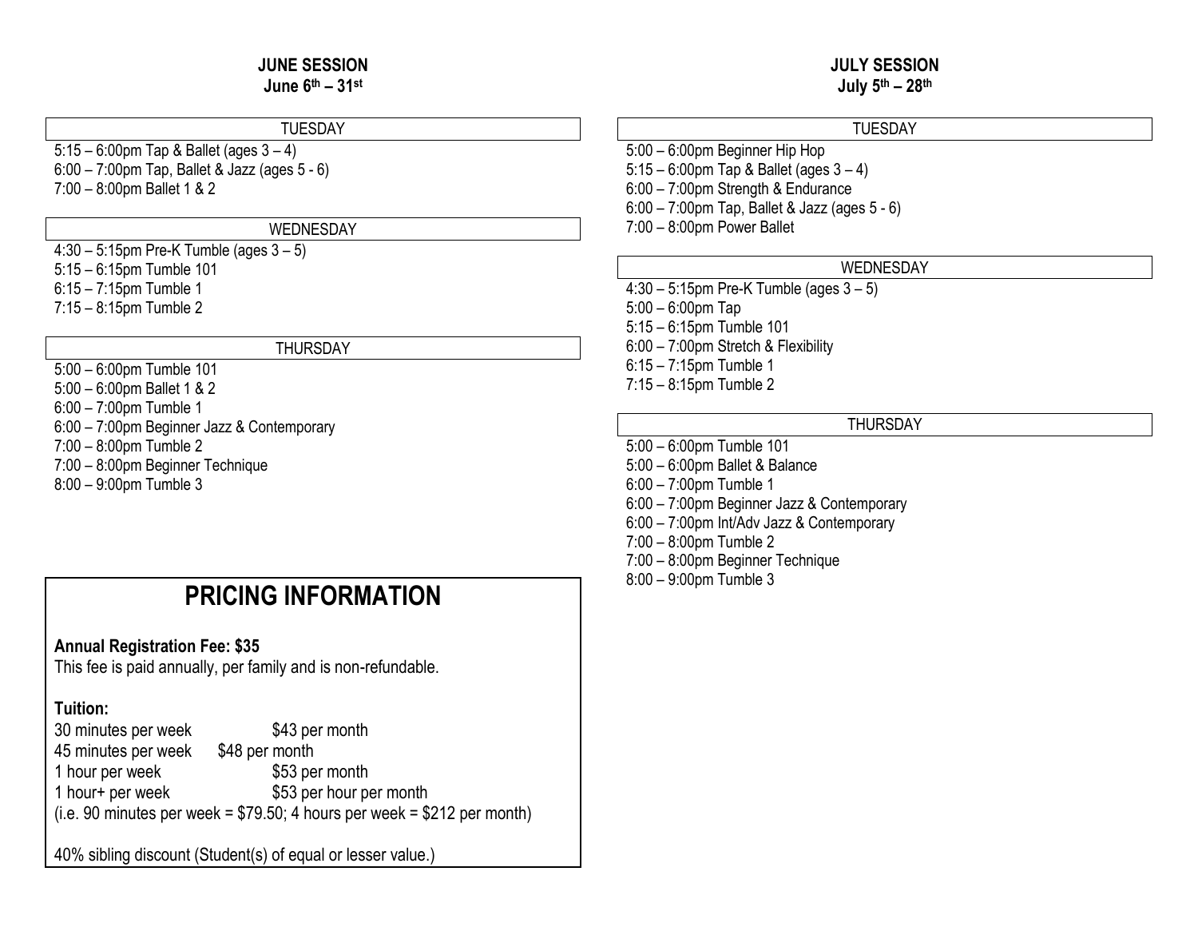## JUNE SESSION

**June 6th – 31st**

### TUESDAY

5:15 – 6:00pm Tap & Ballet (ages 3 – 4)
6:00 – 7:00pm Tap, Ballet & Jazz (ages 5 - 6)
7:00 – 8:00pm Ballet 1 & 2

### WEDNESDAY

4:30 – 5:15pm Pre-K Tumble (ages 3 – 5)
5:15 – 6:15pm Tumble 101
6:15 – 7:15pm Tumble 1
7:15 – 8:15pm Tumble 2

### THURSDAY

5:00 – 6:00pm Tumble 101
5:00 – 6:00pm Ballet 1 & 2
6:00 – 7:00pm Tumble 1
6:00 – 7:00pm Beginner Jazz & Contemporary
7:00 – 8:00pm Tumble 2
7:00 – 8:00pm Beginner Technique
8:00 – 9:00pm Tumble 3

# PRICING INFORMATION

**Annual Registration Fee: $35**
This fee is paid annually, per family and is non-refundable.

**Tuition:**

30 minutes per week $43 per month
45 minutes per week $48 per month
1 hour per week $53 per month
1 hour+ per week $53 per hour per month
(i.e. 90 minutes per week = $79.50; 4 hours per week = $212 per month)

40% sibling discount (Student(s) of equal or lesser value.)

## JULY SESSION

**July 5th – 28th**

### TUESDAY

5:00 – 6:00pm Beginner Hip Hop
5:15 – 6:00pm Tap & Ballet (ages 3 – 4)
6:00 – 7:00pm Strength & Endurance
6:00 – 7:00pm Tap, Ballet & Jazz (ages 5 - 6)
7:00 – 8:00pm Power Ballet

### WEDNESDAY

4:30 – 5:15pm Pre-K Tumble (ages 3 – 5)
5:00 – 6:00pm Tap
5:15 – 6:15pm Tumble 101
6:00 – 7:00pm Stretch & Flexibility
6:15 – 7:15pm Tumble 1
7:15 – 8:15pm Tumble 2

### THURSDAY

5:00 – 6:00pm Tumble 101
5:00 – 6:00pm Ballet & Balance
6:00 – 7:00pm Tumble 1
6:00 – 7:00pm Beginner Jazz & Contemporary
6:00 – 7:00pm Int/Adv Jazz & Contemporary
7:00 – 8:00pm Tumble 2
7:00 – 8:00pm Beginner Technique
8:00 – 9:00pm Tumble 3